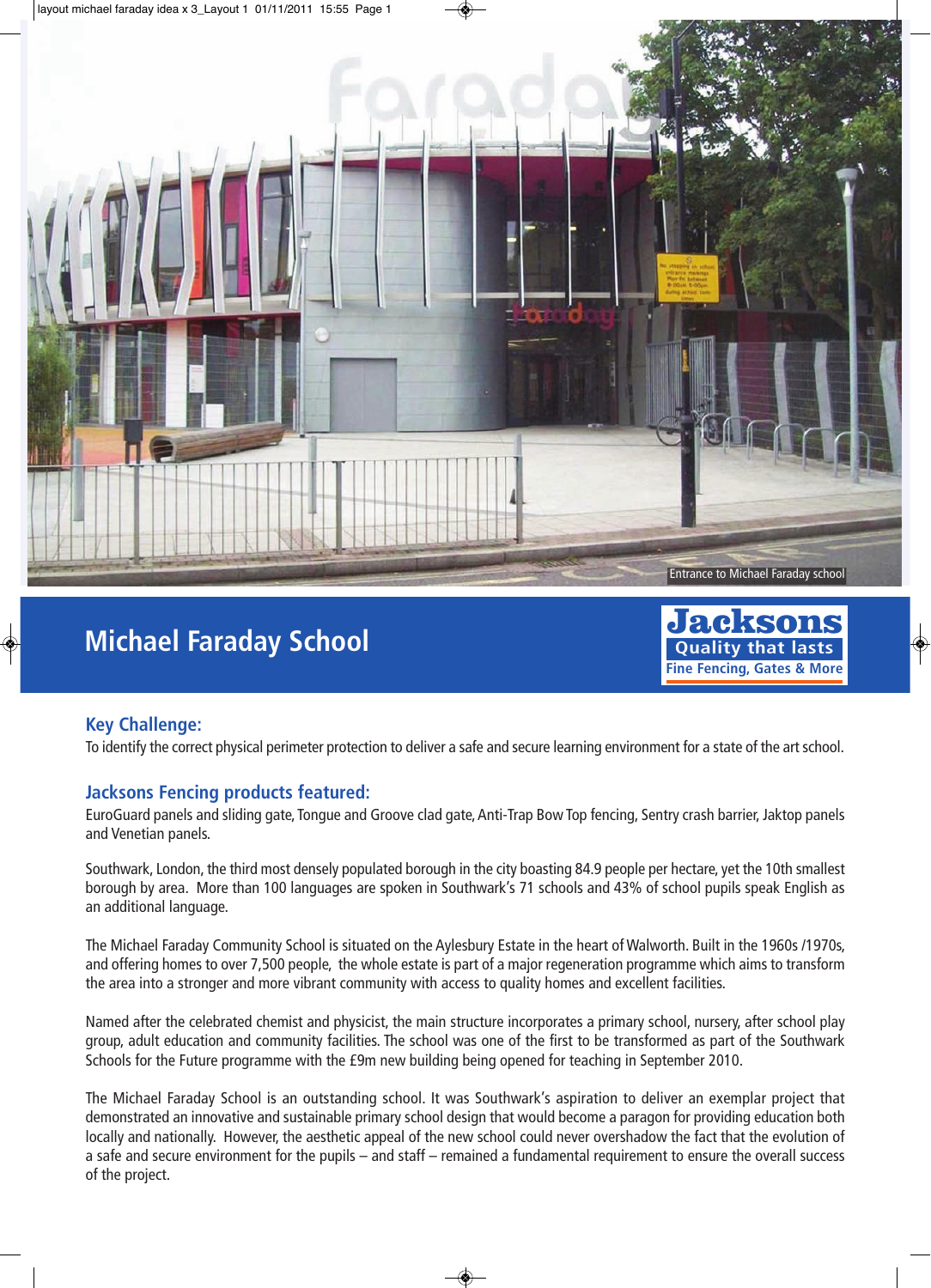Entrance to Michael Faraday school

# Michael Faraday School

**Jacksons**
**Quality that lasts**
**Fine Fencing, Gates & More**

## Key Challenge:

To identify the correct physical perimeter protection to deliver a safe and secure learning environment for a state of the art school.

## Jacksons Fencing products featured:

EuroGuard panels and sliding gate, Tongue and Groove clad gate, Anti-Trap Bow Top fencing, Sentry crash barrier, Jaktop panels and Venetian panels.

Southwark, London, the third most densely populated borough in the city boasting 84.9 people per hectare, yet the 10th smallest borough by area. More than 100 languages are spoken in Southwark's 71 schools and 43% of school pupils speak English as an additional language.

The Michael Faraday Community School is situated on the Aylesbury Estate in the heart of Walworth. Built in the 1960s /1970s, and offering homes to over 7,500 people, the whole estate is part of a major regeneration programme which aims to transform the area into a stronger and more vibrant community with access to quality homes and excellent facilities.

Named after the celebrated chemist and physicist, the main structure incorporates a primary school, nursery, after school play group, adult education and community facilities. The school was one of the first to be transformed as part of the Southwark Schools for the Future programme with the £9m new building being opened for teaching in September 2010.

The Michael Faraday School is an outstanding school. It was Southwark's aspiration to deliver an exemplar project that demonstrated an innovative and sustainable primary school design that would become a paragon for providing education both locally and nationally. However, the aesthetic appeal of the new school could never overshadow the fact that the evolution of a safe and secure environment for the pupils – and staff – remained a fundamental requirement to ensure the overall success of the project.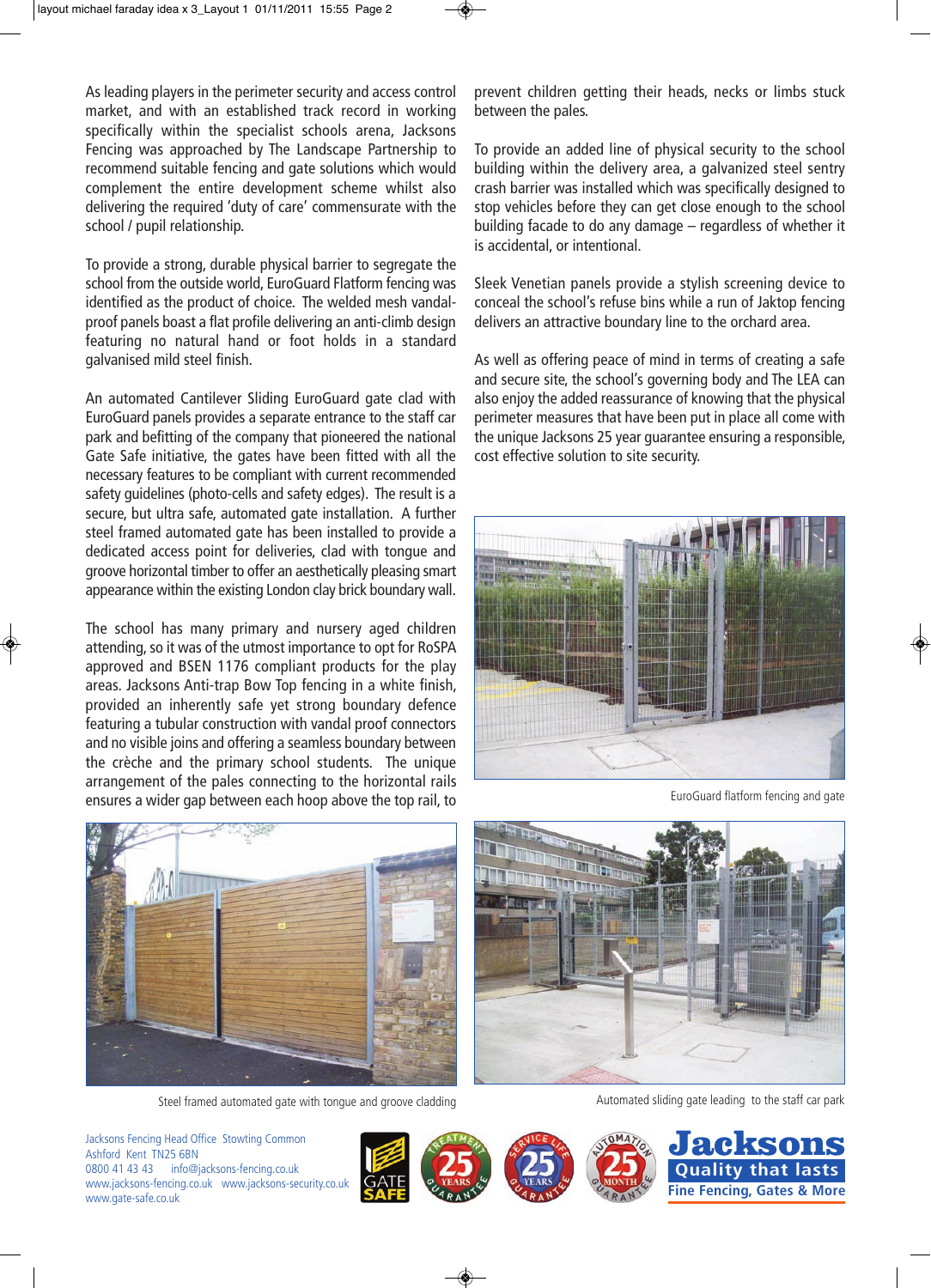As leading players in the perimeter security and access control market, and with an established track record in working specifically within the specialist schools arena, Jacksons Fencing was approached by The Landscape Partnership to recommend suitable fencing and gate solutions which would complement the entire development scheme whilst also delivering the required 'duty of care' commensurate with the school / pupil relationship.

To provide a strong, durable physical barrier to segregate the school from the outside world, EuroGuard Flatform fencing was identified as the product of choice. The welded mesh vandal-proof panels boast a flat profile delivering an anti-climb design featuring no natural hand or foot holds in a standard galvanised mild steel finish.

An automated Cantilever Sliding EuroGuard gate clad with EuroGuard panels provides a separate entrance to the staff car park and befitting of the company that pioneered the national Gate Safe initiative, the gates have been fitted with all the necessary features to be compliant with current recommended safety guidelines (photo-cells and safety edges). The result is a secure, but ultra safe, automated gate installation. A further steel framed automated gate has been installed to provide a dedicated access point for deliveries, clad with tongue and groove horizontal timber to offer an aesthetically pleasing smart appearance within the existing London clay brick boundary wall.

The school has many primary and nursery aged children attending, so it was of the utmost importance to opt for RoSPA approved and BSEN 1176 compliant products for the play areas. Jacksons Anti-trap Bow Top fencing in a white finish, provided an inherently safe yet strong boundary defence featuring a tubular construction with vandal proof connectors and no visible joins and offering a seamless boundary between the crèche and the primary school students. The unique arrangement of the pales connecting to the horizontal rails ensures a wider gap between each hoop above the top rail, to prevent children getting their heads, necks or limbs stuck between the pales.

To provide an added line of physical security to the school building within the delivery area, a galvanized steel sentry crash barrier was installed which was specifically designed to stop vehicles before they can get close enough to the school building facade to do any damage – regardless of whether it is accidental, or intentional.

Sleek Venetian panels provide a stylish screening device to conceal the school's refuse bins while a run of Jaktop fencing delivers an attractive boundary line to the orchard area.

As well as offering peace of mind in terms of creating a safe and secure site, the school's governing body and The LEA can also enjoy the added reassurance of knowing that the physical perimeter measures that have been put in place all come with the unique Jacksons 25 year guarantee ensuring a responsible, cost effective solution to site security.

EuroGuard flatform fencing and gate

Steel framed automated gate with tongue and groove cladding

Automated sliding gate leading to the staff car park

Jacksons Fencing Head Office Stowting Common
Ashford Kent TN25 6BN
0800 41 43 43 info@jacksons-fencing.co.uk
www.jacksons-fencing.co.uk www.jacksons-security.co.uk
www.gate-safe.co.uk

GATE SAFE

TREATMENT 25 YEARS GUARANTEE

SERVICE LIFE 25 YEARS GUARANTEE

AUTOMATION 25 MONTH GUARANTEE

**Jacksons**
**Quality that lasts**
**Fine Fencing, Gates & More**